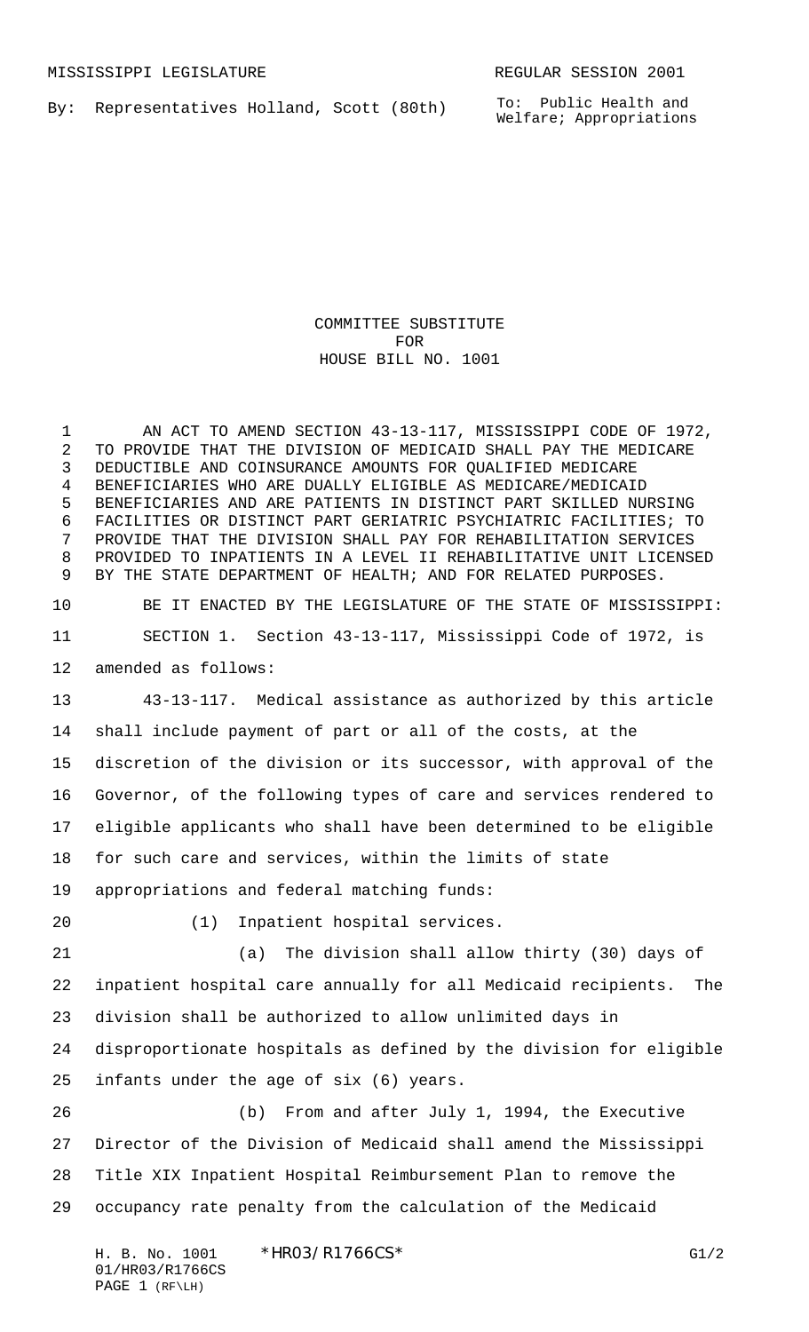MISSISSIPPI LEGISLATURE REGULAR SESSION 2001

By: Representatives Holland, Scott (80th)

To: Public Health and Welfare; Appropriations

COMMITTEE SUBSTITUTE
FOR
HOUSE BILL NO. 1001

AN ACT TO AMEND SECTION 43-13-117, MISSISSIPPI CODE OF 1972, TO PROVIDE THAT THE DIVISION OF MEDICAID SHALL PAY THE MEDICARE DEDUCTIBLE AND COINSURANCE AMOUNTS FOR QUALIFIED MEDICARE BENEFICIARIES WHO ARE DUALLY ELIGIBLE AS MEDICARE/MEDICAID BENEFICIARIES AND ARE PATIENTS IN DISTINCT PART SKILLED NURSING FACILITIES OR DISTINCT PART GERIATRIC PSYCHIATRIC FACILITIES; TO PROVIDE THAT THE DIVISION SHALL PAY FOR REHABILITATION SERVICES PROVIDED TO INPATIENTS IN A LEVEL II REHABILITATIVE UNIT LICENSED BY THE STATE DEPARTMENT OF HEALTH; AND FOR RELATED PURPOSES.

BE IT ENACTED BY THE LEGISLATURE OF THE STATE OF MISSISSIPPI:

SECTION 1. Section 43-13-117, Mississippi Code of 1972, is amended as follows:

43-13-117. Medical assistance as authorized by this article shall include payment of part or all of the costs, at the discretion of the division or its successor, with approval of the Governor, of the following types of care and services rendered to eligible applicants who shall have been determined to be eligible for such care and services, within the limits of state appropriations and federal matching funds:

(1) Inpatient hospital services.

(a) The division shall allow thirty (30) days of inpatient hospital care annually for all Medicaid recipients. The division shall be authorized to allow unlimited days in disproportionate hospitals as defined by the division for eligible infants under the age of six (6) years.

(b) From and after July 1, 1994, the Executive Director of the Division of Medicaid shall amend the Mississippi Title XIX Inpatient Hospital Reimbursement Plan to remove the occupancy rate penalty from the calculation of the Medicaid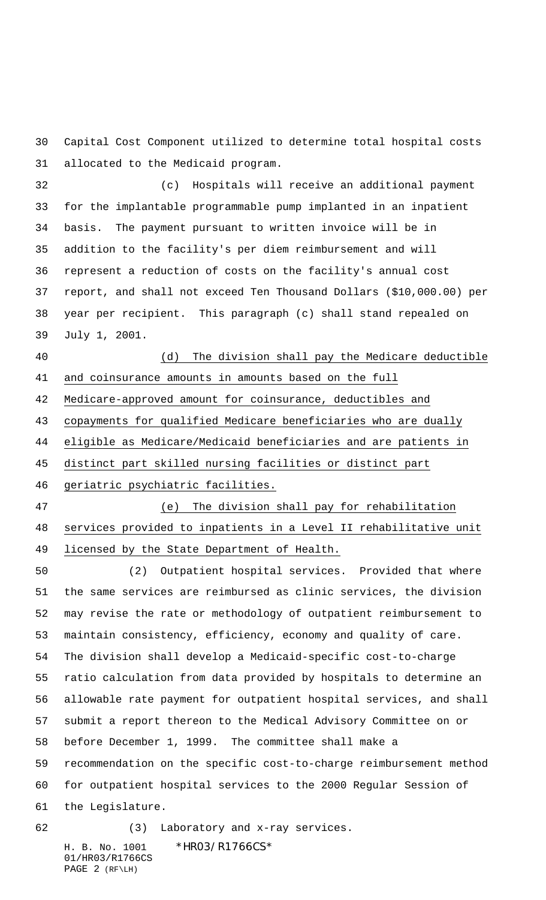Capital Cost Component utilized to determine total hospital costs allocated to the Medicaid program.

(c) Hospitals will receive an additional payment for the implantable programmable pump implanted in an inpatient basis. The payment pursuant to written invoice will be in addition to the facility's per diem reimbursement and will represent a reduction of costs on the facility's annual cost report, and shall not exceed Ten Thousand Dollars ($10,000.00) per year per recipient. This paragraph (c) shall stand repealed on July 1, 2001.

(d) The division shall pay the Medicare deductible and coinsurance amounts in amounts based on the full Medicare-approved amount for coinsurance, deductibles and copayments for qualified Medicare beneficiaries who are dually eligible as Medicare/Medicaid beneficiaries and are patients in distinct part skilled nursing facilities or distinct part geriatric psychiatric facilities.

(e) The division shall pay for rehabilitation services provided to inpatients in a Level II rehabilitative unit licensed by the State Department of Health.

(2) Outpatient hospital services. Provided that where the same services are reimbursed as clinic services, the division may revise the rate or methodology of outpatient reimbursement to maintain consistency, efficiency, economy and quality of care. The division shall develop a Medicaid-specific cost-to-charge ratio calculation from data provided by hospitals to determine an allowable rate payment for outpatient hospital services, and shall submit a report thereon to the Medical Advisory Committee on or before December 1, 1999. The committee shall make a recommendation on the specific cost-to-charge reimbursement method for outpatient hospital services to the 2000 Regular Session of the Legislature.

(3) Laboratory and x-ray services.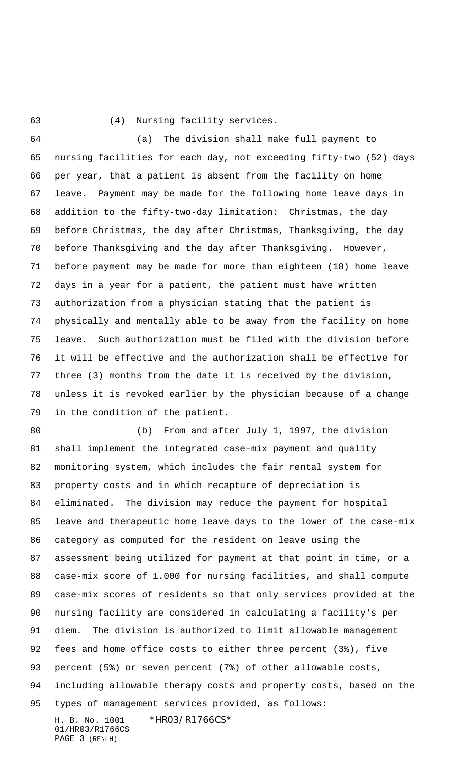(4) Nursing facility services.

(a) The division shall make full payment to nursing facilities for each day, not exceeding fifty-two (52) days per year, that a patient is absent from the facility on home leave. Payment may be made for the following home leave days in addition to the fifty-two-day limitation: Christmas, the day before Christmas, the day after Christmas, Thanksgiving, the day before Thanksgiving and the day after Thanksgiving. However, before payment may be made for more than eighteen (18) home leave days in a year for a patient, the patient must have written authorization from a physician stating that the patient is physically and mentally able to be away from the facility on home leave. Such authorization must be filed with the division before it will be effective and the authorization shall be effective for three (3) months from the date it is received by the division, unless it is revoked earlier by the physician because of a change in the condition of the patient.

(b) From and after July 1, 1997, the division shall implement the integrated case-mix payment and quality monitoring system, which includes the fair rental system for property costs and in which recapture of depreciation is eliminated. The division may reduce the payment for hospital leave and therapeutic home leave days to the lower of the case-mix category as computed for the resident on leave using the assessment being utilized for payment at that point in time, or a case-mix score of 1.000 for nursing facilities, and shall compute case-mix scores of residents so that only services provided at the nursing facility are considered in calculating a facility's per diem. The division is authorized to limit allowable management fees and home office costs to either three percent (3%), five percent (5%) or seven percent (7%) of other allowable costs, including allowable therapy costs and property costs, based on the types of management services provided, as follows: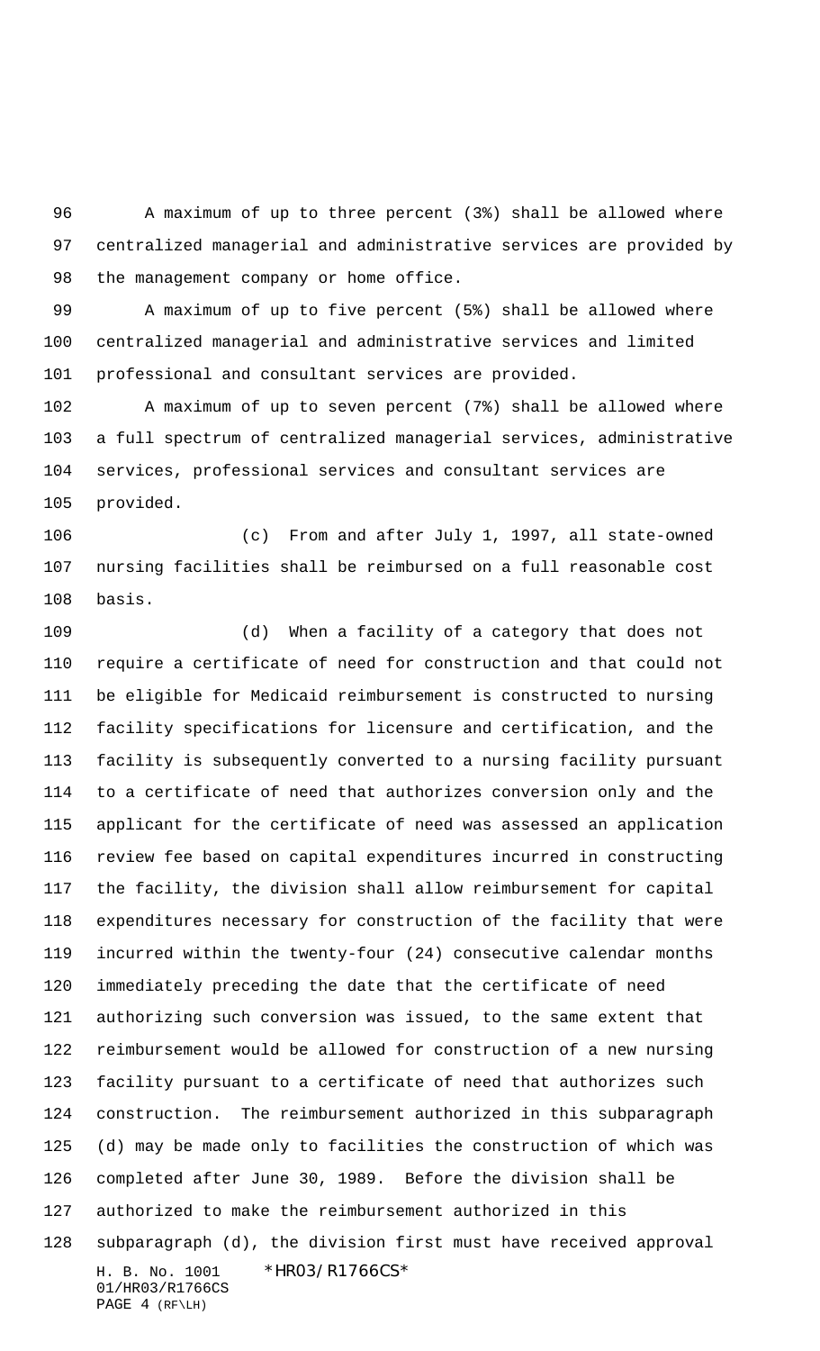A maximum of up to three percent (3%) shall be allowed where centralized managerial and administrative services are provided by the management company or home office.

A maximum of up to five percent (5%) shall be allowed where centralized managerial and administrative services and limited professional and consultant services are provided.

A maximum of up to seven percent (7%) shall be allowed where a full spectrum of centralized managerial services, administrative services, professional services and consultant services are provided.

(c) From and after July 1, 1997, all state-owned nursing facilities shall be reimbursed on a full reasonable cost basis.

(d) When a facility of a category that does not require a certificate of need for construction and that could not be eligible for Medicaid reimbursement is constructed to nursing facility specifications for licensure and certification, and the facility is subsequently converted to a nursing facility pursuant to a certificate of need that authorizes conversion only and the applicant for the certificate of need was assessed an application review fee based on capital expenditures incurred in constructing the facility, the division shall allow reimbursement for capital expenditures necessary for construction of the facility that were incurred within the twenty-four (24) consecutive calendar months immediately preceding the date that the certificate of need authorizing such conversion was issued, to the same extent that reimbursement would be allowed for construction of a new nursing facility pursuant to a certificate of need that authorizes such construction. The reimbursement authorized in this subparagraph (d) may be made only to facilities the construction of which was completed after June 30, 1989. Before the division shall be authorized to make the reimbursement authorized in this subparagraph (d), the division first must have received approval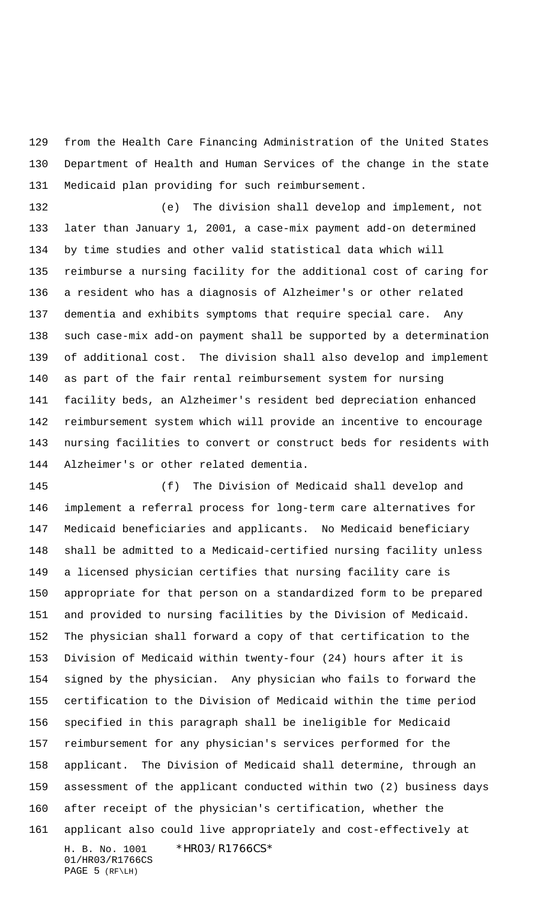from the Health Care Financing Administration of the United States Department of Health and Human Services of the change in the state Medicaid plan providing for such reimbursement.

(e) The division shall develop and implement, not later than January 1, 2001, a case-mix payment add-on determined by time studies and other valid statistical data which will reimburse a nursing facility for the additional cost of caring for a resident who has a diagnosis of Alzheimer's or other related dementia and exhibits symptoms that require special care. Any such case-mix add-on payment shall be supported by a determination of additional cost. The division shall also develop and implement as part of the fair rental reimbursement system for nursing facility beds, an Alzheimer's resident bed depreciation enhanced reimbursement system which will provide an incentive to encourage nursing facilities to convert or construct beds for residents with Alzheimer's or other related dementia.

(f) The Division of Medicaid shall develop and implement a referral process for long-term care alternatives for Medicaid beneficiaries and applicants. No Medicaid beneficiary shall be admitted to a Medicaid-certified nursing facility unless a licensed physician certifies that nursing facility care is appropriate for that person on a standardized form to be prepared and provided to nursing facilities by the Division of Medicaid. The physician shall forward a copy of that certification to the Division of Medicaid within twenty-four (24) hours after it is signed by the physician. Any physician who fails to forward the certification to the Division of Medicaid within the time period specified in this paragraph shall be ineligible for Medicaid reimbursement for any physician's services performed for the applicant. The Division of Medicaid shall determine, through an assessment of the applicant conducted within two (2) business days after receipt of the physician's certification, whether the applicant also could live appropriately and cost-effectively at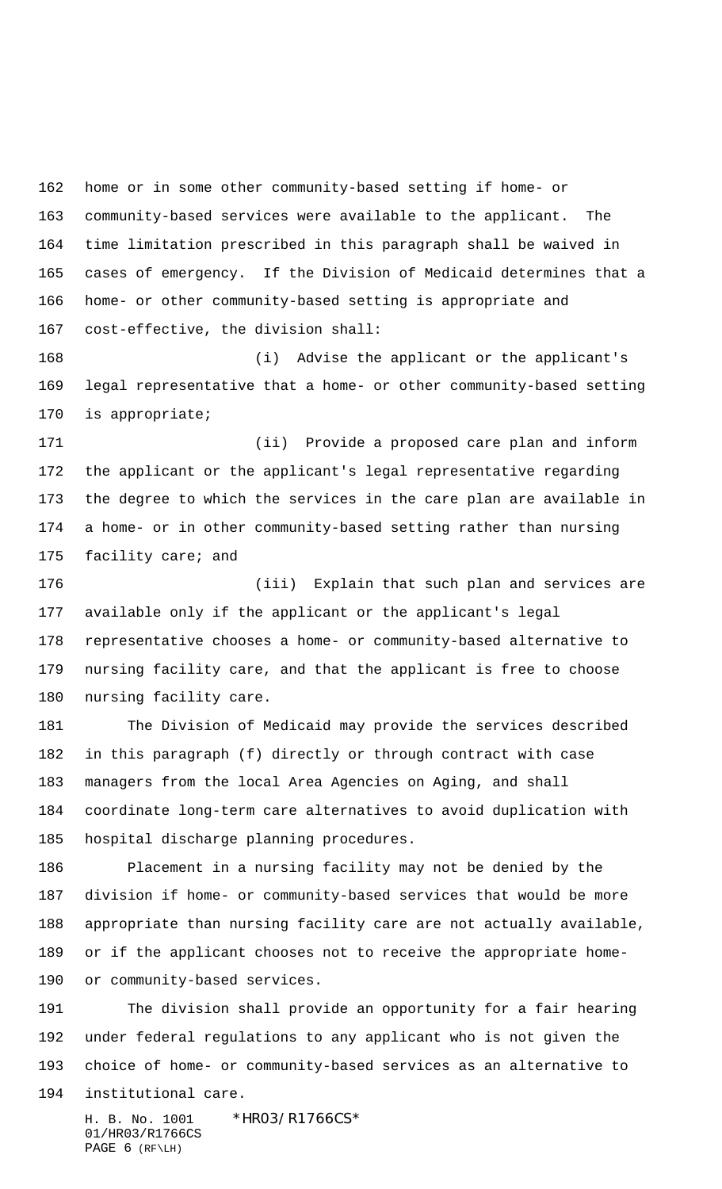home or in some other community-based setting if home- or community-based services were available to the applicant. The time limitation prescribed in this paragraph shall be waived in cases of emergency. If the Division of Medicaid determines that a home- or other community-based setting is appropriate and cost-effective, the division shall:

(i) Advise the applicant or the applicant's legal representative that a home- or other community-based setting is appropriate;

(ii) Provide a proposed care plan and inform the applicant or the applicant's legal representative regarding the degree to which the services in the care plan are available in a home- or in other community-based setting rather than nursing facility care; and

(iii) Explain that such plan and services are available only if the applicant or the applicant's legal representative chooses a home- or community-based alternative to nursing facility care, and that the applicant is free to choose nursing facility care.

The Division of Medicaid may provide the services described in this paragraph (f) directly or through contract with case managers from the local Area Agencies on Aging, and shall coordinate long-term care alternatives to avoid duplication with hospital discharge planning procedures.

Placement in a nursing facility may not be denied by the division if home- or community-based services that would be more appropriate than nursing facility care are not actually available, or if the applicant chooses not to receive the appropriate home- or community-based services.

The division shall provide an opportunity for a fair hearing under federal regulations to any applicant who is not given the choice of home- or community-based services as an alternative to institutional care.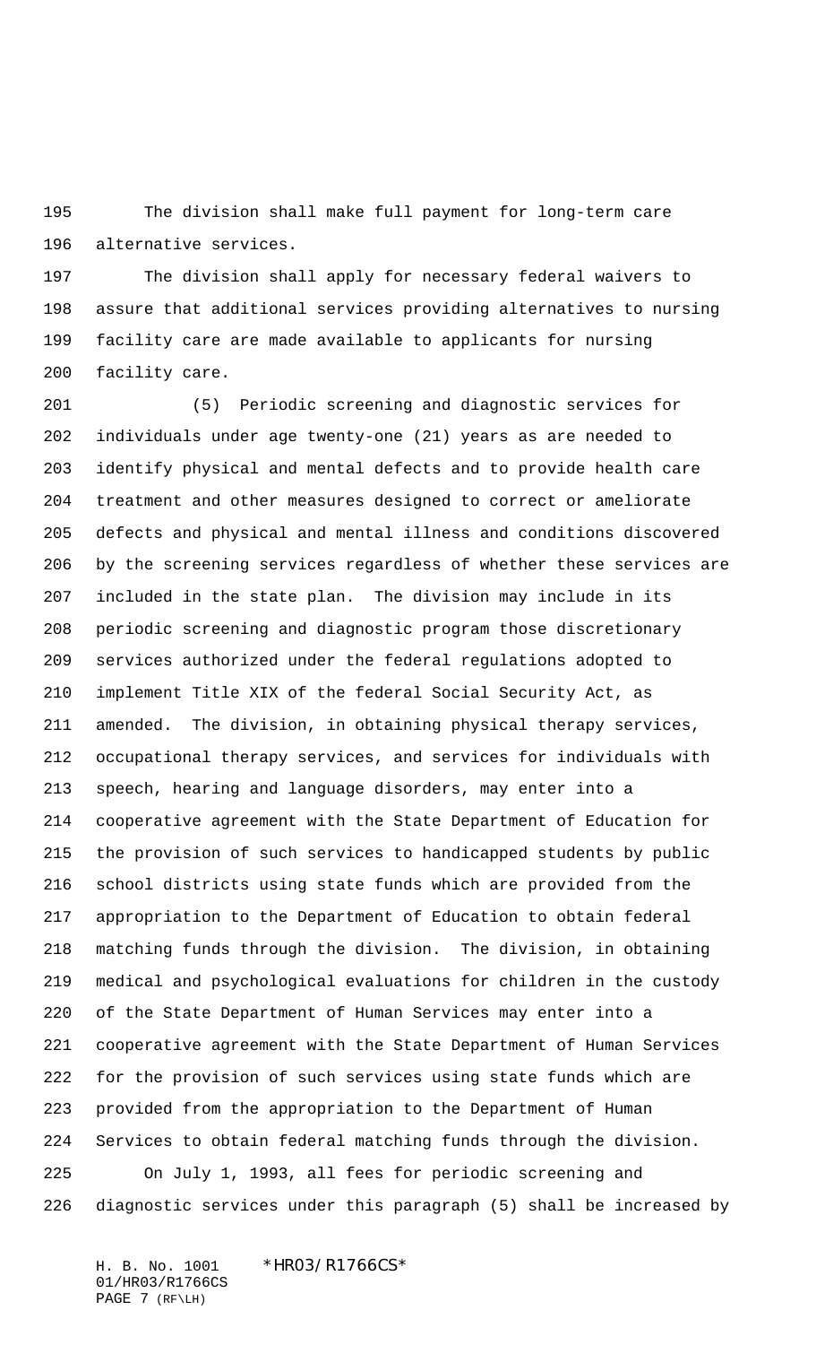The division shall make full payment for long-term care alternative services.

The division shall apply for necessary federal waivers to assure that additional services providing alternatives to nursing facility care are made available to applicants for nursing facility care.

(5) Periodic screening and diagnostic services for individuals under age twenty-one (21) years as are needed to identify physical and mental defects and to provide health care treatment and other measures designed to correct or ameliorate defects and physical and mental illness and conditions discovered by the screening services regardless of whether these services are included in the state plan. The division may include in its periodic screening and diagnostic program those discretionary services authorized under the federal regulations adopted to implement Title XIX of the federal Social Security Act, as amended. The division, in obtaining physical therapy services, occupational therapy services, and services for individuals with speech, hearing and language disorders, may enter into a cooperative agreement with the State Department of Education for the provision of such services to handicapped students by public school districts using state funds which are provided from the appropriation to the Department of Education to obtain federal matching funds through the division. The division, in obtaining medical and psychological evaluations for children in the custody of the State Department of Human Services may enter into a cooperative agreement with the State Department of Human Services for the provision of such services using state funds which are provided from the appropriation to the Department of Human Services to obtain federal matching funds through the division.

On July 1, 1993, all fees for periodic screening and diagnostic services under this paragraph (5) shall be increased by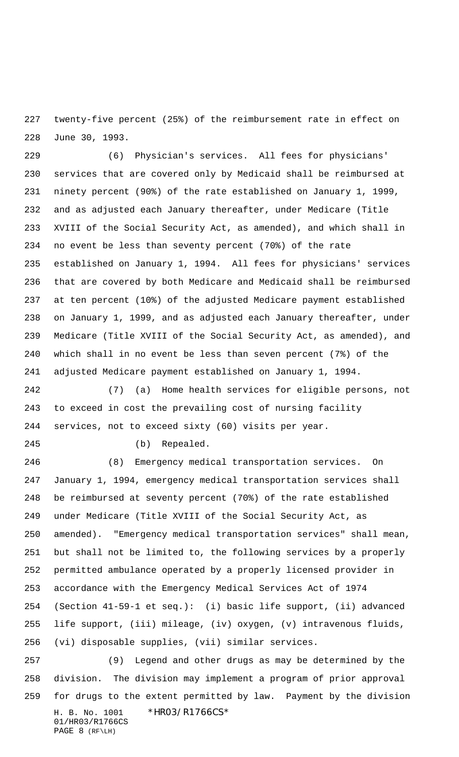twenty-five percent (25%) of the reimbursement rate in effect on June 30, 1993.

(6) Physician's services. All fees for physicians' services that are covered only by Medicaid shall be reimbursed at ninety percent (90%) of the rate established on January 1, 1999, and as adjusted each January thereafter, under Medicare (Title XVIII of the Social Security Act, as amended), and which shall in no event be less than seventy percent (70%) of the rate established on January 1, 1994. All fees for physicians' services that are covered by both Medicare and Medicaid shall be reimbursed at ten percent (10%) of the adjusted Medicare payment established on January 1, 1999, and as adjusted each January thereafter, under Medicare (Title XVIII of the Social Security Act, as amended), and which shall in no event be less than seven percent (7%) of the adjusted Medicare payment established on January 1, 1994.

(7) (a) Home health services for eligible persons, not to exceed in cost the prevailing cost of nursing facility services, not to exceed sixty (60) visits per year.

(b) Repealed.

(8) Emergency medical transportation services. On January 1, 1994, emergency medical transportation services shall be reimbursed at seventy percent (70%) of the rate established under Medicare (Title XVIII of the Social Security Act, as amended). "Emergency medical transportation services" shall mean, but shall not be limited to, the following services by a properly permitted ambulance operated by a properly licensed provider in accordance with the Emergency Medical Services Act of 1974 (Section 41-59-1 et seq.): (i) basic life support, (ii) advanced life support, (iii) mileage, (iv) oxygen, (v) intravenous fluids, (vi) disposable supplies, (vii) similar services.

(9) Legend and other drugs as may be determined by the division. The division may implement a program of prior approval for drugs to the extent permitted by law. Payment by the division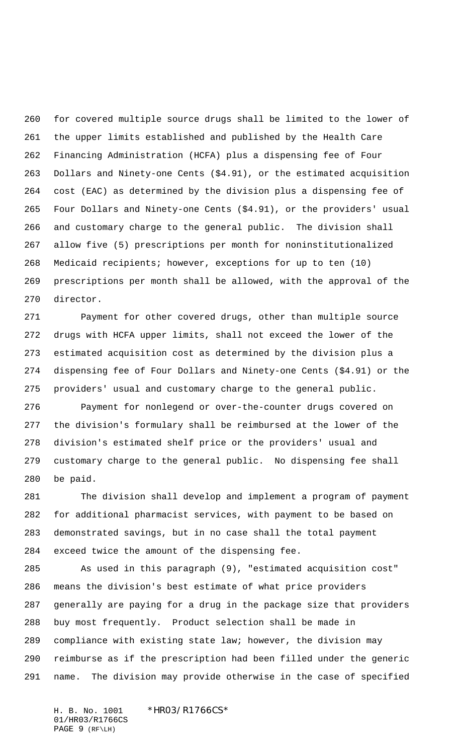for covered multiple source drugs shall be limited to the lower of the upper limits established and published by the Health Care Financing Administration (HCFA) plus a dispensing fee of Four Dollars and Ninety-one Cents ($4.91), or the estimated acquisition cost (EAC) as determined by the division plus a dispensing fee of Four Dollars and Ninety-one Cents ($4.91), or the providers' usual and customary charge to the general public. The division shall allow five (5) prescriptions per month for noninstitutionalized Medicaid recipients; however, exceptions for up to ten (10) prescriptions per month shall be allowed, with the approval of the director.

Payment for other covered drugs, other than multiple source drugs with HCFA upper limits, shall not exceed the lower of the estimated acquisition cost as determined by the division plus a dispensing fee of Four Dollars and Ninety-one Cents ($4.91) or the providers' usual and customary charge to the general public.

Payment for nonlegend or over-the-counter drugs covered on the division's formulary shall be reimbursed at the lower of the division's estimated shelf price or the providers' usual and customary charge to the general public. No dispensing fee shall be paid.

The division shall develop and implement a program of payment for additional pharmacist services, with payment to be based on demonstrated savings, but in no case shall the total payment exceed twice the amount of the dispensing fee.

As used in this paragraph (9), "estimated acquisition cost" means the division's best estimate of what price providers generally are paying for a drug in the package size that providers buy most frequently. Product selection shall be made in compliance with existing state law; however, the division may reimburse as if the prescription had been filled under the generic name. The division may provide otherwise in the case of specified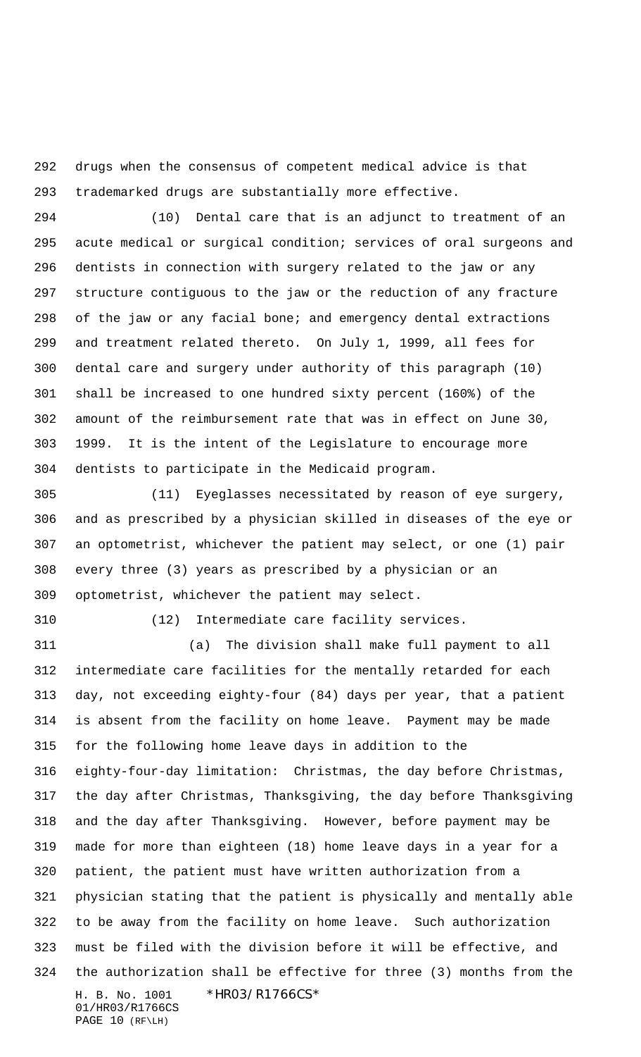drugs when the consensus of competent medical advice is that trademarked drugs are substantially more effective.

(10) Dental care that is an adjunct to treatment of an acute medical or surgical condition; services of oral surgeons and dentists in connection with surgery related to the jaw or any structure contiguous to the jaw or the reduction of any fracture of the jaw or any facial bone; and emergency dental extractions and treatment related thereto. On July 1, 1999, all fees for dental care and surgery under authority of this paragraph (10) shall be increased to one hundred sixty percent (160%) of the amount of the reimbursement rate that was in effect on June 30, 1999. It is the intent of the Legislature to encourage more dentists to participate in the Medicaid program.

(11) Eyeglasses necessitated by reason of eye surgery, and as prescribed by a physician skilled in diseases of the eye or an optometrist, whichever the patient may select, or one (1) pair every three (3) years as prescribed by a physician or an optometrist, whichever the patient may select.

(12) Intermediate care facility services.

(a) The division shall make full payment to all intermediate care facilities for the mentally retarded for each day, not exceeding eighty-four (84) days per year, that a patient is absent from the facility on home leave. Payment may be made for the following home leave days in addition to the eighty-four-day limitation: Christmas, the day before Christmas, the day after Christmas, Thanksgiving, the day before Thanksgiving and the day after Thanksgiving. However, before payment may be made for more than eighteen (18) home leave days in a year for a patient, the patient must have written authorization from a physician stating that the patient is physically and mentally able to be away from the facility on home leave. Such authorization must be filed with the division before it will be effective, and the authorization shall be effective for three (3) months from the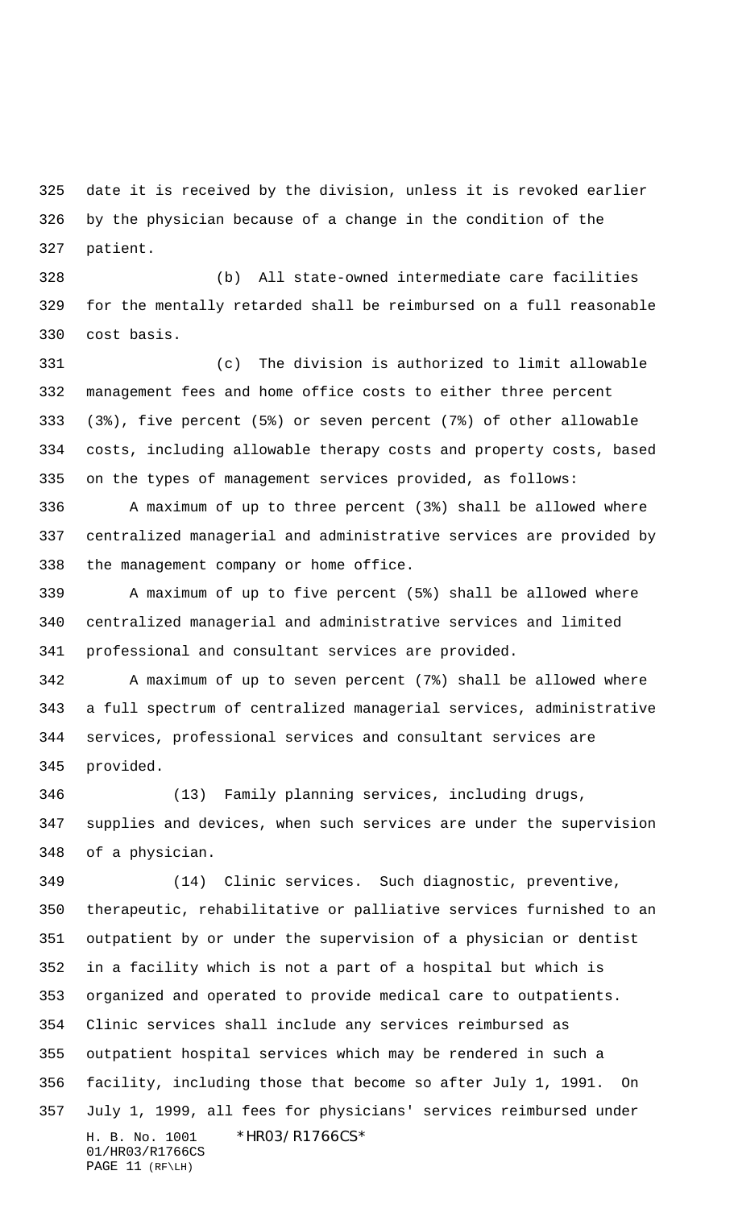date it is received by the division, unless it is revoked earlier by the physician because of a change in the condition of the patient.

(b) All state-owned intermediate care facilities for the mentally retarded shall be reimbursed on a full reasonable cost basis.

(c) The division is authorized to limit allowable management fees and home office costs to either three percent (3%), five percent (5%) or seven percent (7%) of other allowable costs, including allowable therapy costs and property costs, based on the types of management services provided, as follows:

A maximum of up to three percent (3%) shall be allowed where centralized managerial and administrative services are provided by the management company or home office.

A maximum of up to five percent (5%) shall be allowed where centralized managerial and administrative services and limited professional and consultant services are provided.

A maximum of up to seven percent (7%) shall be allowed where a full spectrum of centralized managerial services, administrative services, professional services and consultant services are provided.

(13) Family planning services, including drugs, supplies and devices, when such services are under the supervision of a physician.

(14) Clinic services. Such diagnostic, preventive, therapeutic, rehabilitative or palliative services furnished to an outpatient by or under the supervision of a physician or dentist in a facility which is not a part of a hospital but which is organized and operated to provide medical care to outpatients. Clinic services shall include any services reimbursed as outpatient hospital services which may be rendered in such a facility, including those that become so after July 1, 1991. On July 1, 1999, all fees for physicians' services reimbursed under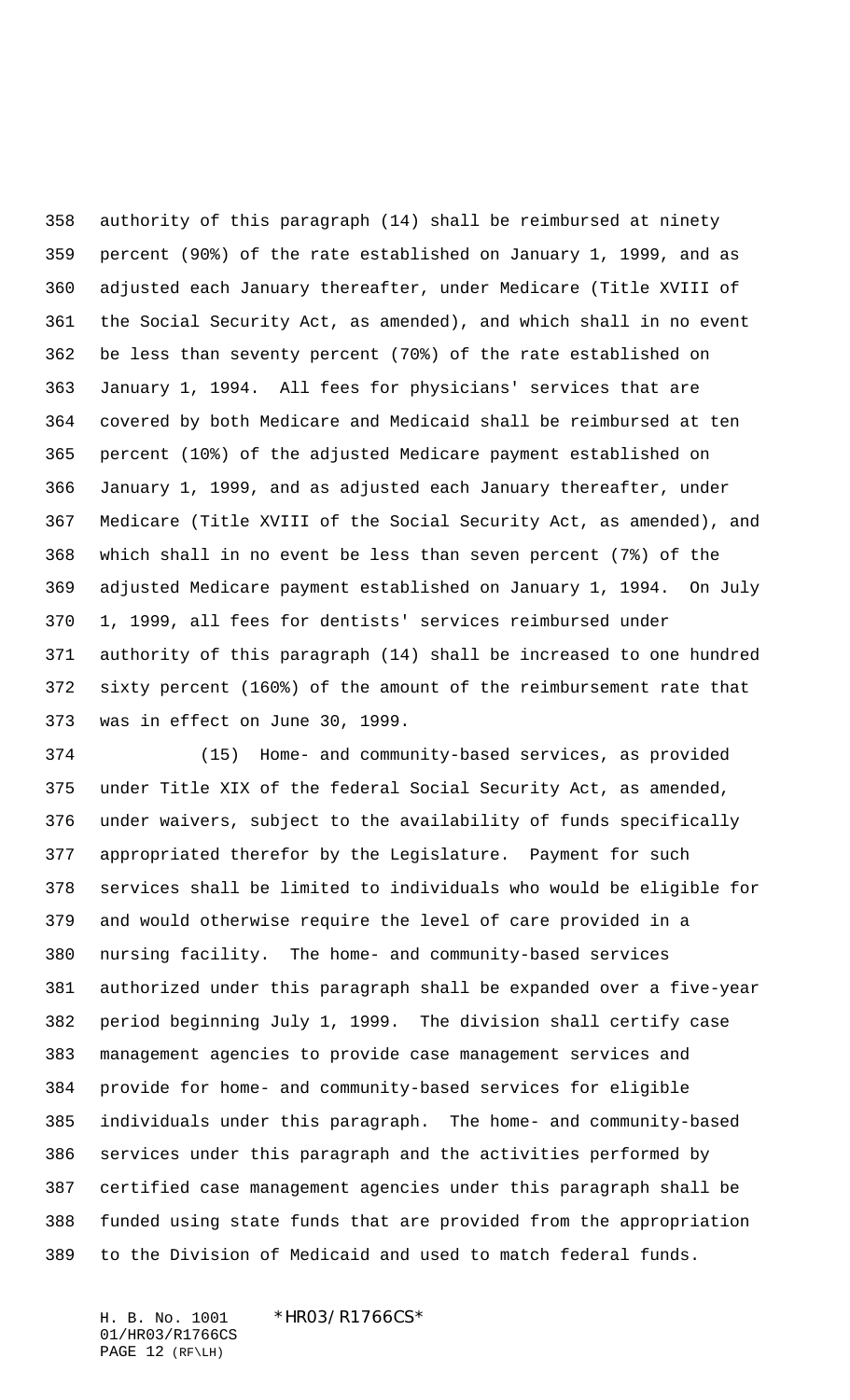authority of this paragraph (14) shall be reimbursed at ninety percent (90%) of the rate established on January 1, 1999, and as adjusted each January thereafter, under Medicare (Title XVIII of the Social Security Act, as amended), and which shall in no event be less than seventy percent (70%) of the rate established on January 1, 1994. All fees for physicians' services that are covered by both Medicare and Medicaid shall be reimbursed at ten percent (10%) of the adjusted Medicare payment established on January 1, 1999, and as adjusted each January thereafter, under Medicare (Title XVIII of the Social Security Act, as amended), and which shall in no event be less than seven percent (7%) of the adjusted Medicare payment established on January 1, 1994. On July 1, 1999, all fees for dentists' services reimbursed under authority of this paragraph (14) shall be increased to one hundred sixty percent (160%) of the amount of the reimbursement rate that was in effect on June 30, 1999.

(15) Home- and community-based services, as provided under Title XIX of the federal Social Security Act, as amended, under waivers, subject to the availability of funds specifically appropriated therefor by the Legislature. Payment for such services shall be limited to individuals who would be eligible for and would otherwise require the level of care provided in a nursing facility. The home- and community-based services authorized under this paragraph shall be expanded over a five-year period beginning July 1, 1999. The division shall certify case management agencies to provide case management services and provide for home- and community-based services for eligible individuals under this paragraph. The home- and community-based services under this paragraph and the activities performed by certified case management agencies under this paragraph shall be funded using state funds that are provided from the appropriation to the Division of Medicaid and used to match federal funds.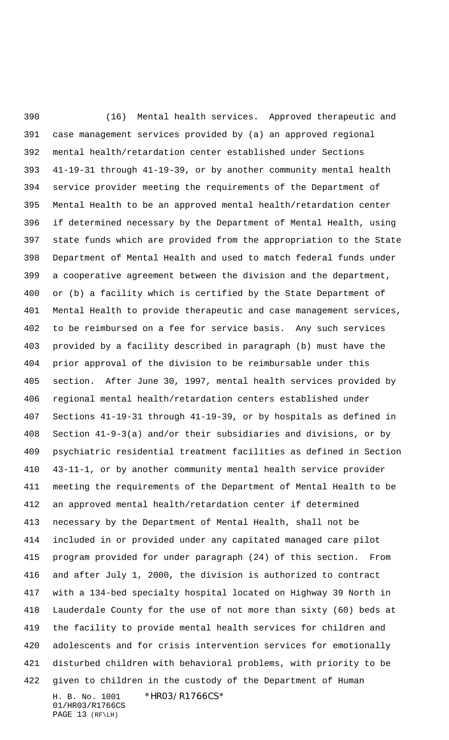(16) Mental health services. Approved therapeutic and case management services provided by (a) an approved regional mental health/retardation center established under Sections 41-19-31 through 41-19-39, or by another community mental health service provider meeting the requirements of the Department of Mental Health to be an approved mental health/retardation center if determined necessary by the Department of Mental Health, using state funds which are provided from the appropriation to the State Department of Mental Health and used to match federal funds under a cooperative agreement between the division and the department, or (b) a facility which is certified by the State Department of Mental Health to provide therapeutic and case management services, to be reimbursed on a fee for service basis. Any such services provided by a facility described in paragraph (b) must have the prior approval of the division to be reimbursable under this section. After June 30, 1997, mental health services provided by regional mental health/retardation centers established under Sections 41-19-31 through 41-19-39, or by hospitals as defined in Section 41-9-3(a) and/or their subsidiaries and divisions, or by psychiatric residential treatment facilities as defined in Section 43-11-1, or by another community mental health service provider meeting the requirements of the Department of Mental Health to be an approved mental health/retardation center if determined necessary by the Department of Mental Health, shall not be included in or provided under any capitated managed care pilot program provided for under paragraph (24) of this section. From and after July 1, 2000, the division is authorized to contract with a 134-bed specialty hospital located on Highway 39 North in Lauderdale County for the use of not more than sixty (60) beds at the facility to provide mental health services for children and adolescents and for crisis intervention services for emotionally disturbed children with behavioral problems, with priority to be given to children in the custody of the Department of Human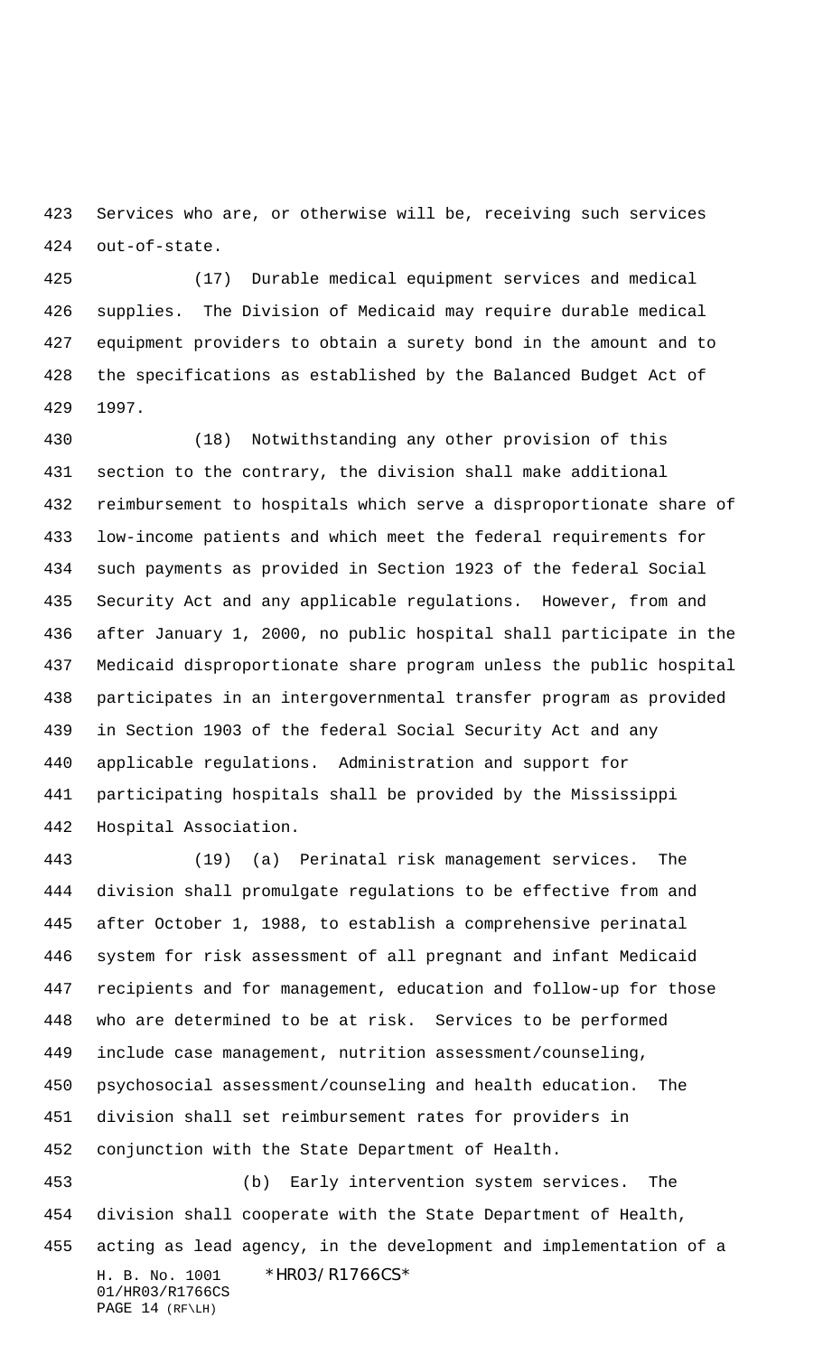Services who are, or otherwise will be, receiving such services out-of-state.

(17) Durable medical equipment services and medical supplies. The Division of Medicaid may require durable medical equipment providers to obtain a surety bond in the amount and to the specifications as established by the Balanced Budget Act of 1997.

(18) Notwithstanding any other provision of this section to the contrary, the division shall make additional reimbursement to hospitals which serve a disproportionate share of low-income patients and which meet the federal requirements for such payments as provided in Section 1923 of the federal Social Security Act and any applicable regulations. However, from and after January 1, 2000, no public hospital shall participate in the Medicaid disproportionate share program unless the public hospital participates in an intergovernmental transfer program as provided in Section 1903 of the federal Social Security Act and any applicable regulations. Administration and support for participating hospitals shall be provided by the Mississippi Hospital Association.

(19) (a) Perinatal risk management services. The division shall promulgate regulations to be effective from and after October 1, 1988, to establish a comprehensive perinatal system for risk assessment of all pregnant and infant Medicaid recipients and for management, education and follow-up for those who are determined to be at risk. Services to be performed include case management, nutrition assessment/counseling, psychosocial assessment/counseling and health education. The division shall set reimbursement rates for providers in conjunction with the State Department of Health.

(b) Early intervention system services. The division shall cooperate with the State Department of Health, acting as lead agency, in the development and implementation of a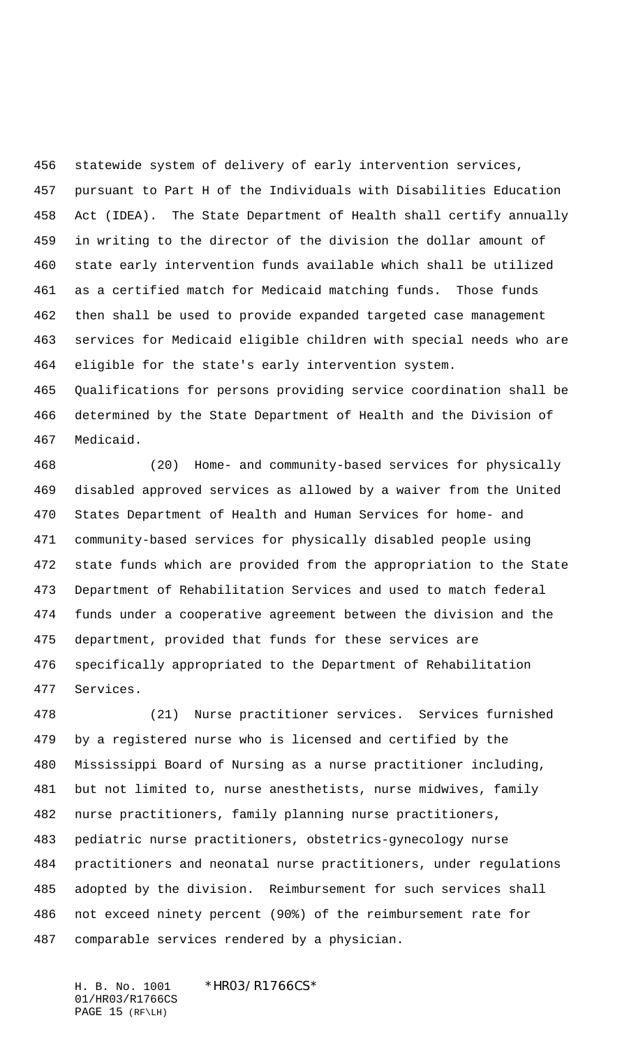statewide system of delivery of early intervention services, pursuant to Part H of the Individuals with Disabilities Education Act (IDEA). The State Department of Health shall certify annually in writing to the director of the division the dollar amount of state early intervention funds available which shall be utilized as a certified match for Medicaid matching funds. Those funds then shall be used to provide expanded targeted case management services for Medicaid eligible children with special needs who are eligible for the state's early intervention system. Qualifications for persons providing service coordination shall be determined by the State Department of Health and the Division of Medicaid.

(20) Home- and community-based services for physically disabled approved services as allowed by a waiver from the United States Department of Health and Human Services for home- and community-based services for physically disabled people using state funds which are provided from the appropriation to the State Department of Rehabilitation Services and used to match federal funds under a cooperative agreement between the division and the department, provided that funds for these services are specifically appropriated to the Department of Rehabilitation Services.

(21) Nurse practitioner services. Services furnished by a registered nurse who is licensed and certified by the Mississippi Board of Nursing as a nurse practitioner including, but not limited to, nurse anesthetists, nurse midwives, family nurse practitioners, family planning nurse practitioners, pediatric nurse practitioners, obstetrics-gynecology nurse practitioners and neonatal nurse practitioners, under regulations adopted by the division. Reimbursement for such services shall not exceed ninety percent (90%) of the reimbursement rate for comparable services rendered by a physician.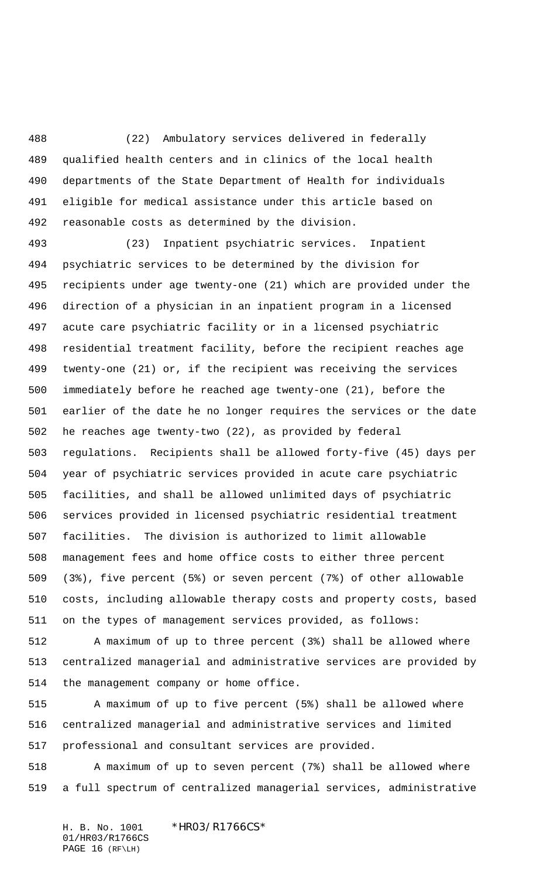(22) Ambulatory services delivered in federally qualified health centers and in clinics of the local health departments of the State Department of Health for individuals eligible for medical assistance under this article based on reasonable costs as determined by the division.

(23) Inpatient psychiatric services. Inpatient psychiatric services to be determined by the division for recipients under age twenty-one (21) which are provided under the direction of a physician in an inpatient program in a licensed acute care psychiatric facility or in a licensed psychiatric residential treatment facility, before the recipient reaches age twenty-one (21) or, if the recipient was receiving the services immediately before he reached age twenty-one (21), before the earlier of the date he no longer requires the services or the date he reaches age twenty-two (22), as provided by federal regulations. Recipients shall be allowed forty-five (45) days per year of psychiatric services provided in acute care psychiatric facilities, and shall be allowed unlimited days of psychiatric services provided in licensed psychiatric residential treatment facilities. The division is authorized to limit allowable management fees and home office costs to either three percent (3%), five percent (5%) or seven percent (7%) of other allowable costs, including allowable therapy costs and property costs, based on the types of management services provided, as follows:

A maximum of up to three percent (3%) shall be allowed where centralized managerial and administrative services are provided by the management company or home office.

A maximum of up to five percent (5%) shall be allowed where centralized managerial and administrative services and limited professional and consultant services are provided.

A maximum of up to seven percent (7%) shall be allowed where a full spectrum of centralized managerial services, administrative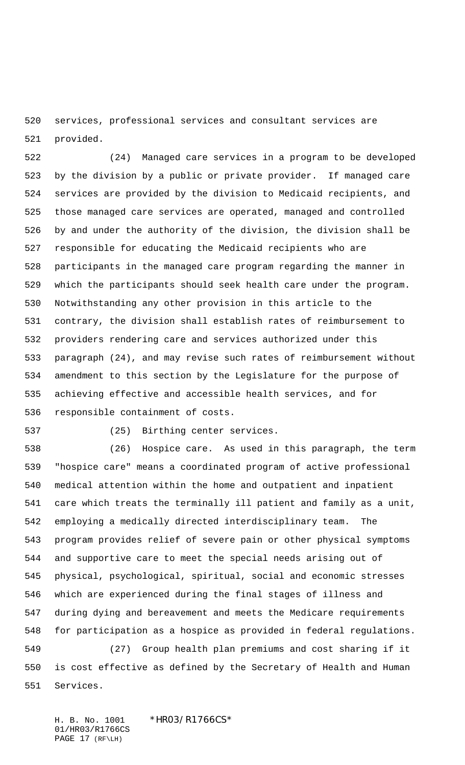services, professional services and consultant services are provided.

(24) Managed care services in a program to be developed by the division by a public or private provider. If managed care services are provided by the division to Medicaid recipients, and those managed care services are operated, managed and controlled by and under the authority of the division, the division shall be responsible for educating the Medicaid recipients who are participants in the managed care program regarding the manner in which the participants should seek health care under the program. Notwithstanding any other provision in this article to the contrary, the division shall establish rates of reimbursement to providers rendering care and services authorized under this paragraph (24), and may revise such rates of reimbursement without amendment to this section by the Legislature for the purpose of achieving effective and accessible health services, and for responsible containment of costs.

(25) Birthing center services.

(26) Hospice care. As used in this paragraph, the term "hospice care" means a coordinated program of active professional medical attention within the home and outpatient and inpatient care which treats the terminally ill patient and family as a unit, employing a medically directed interdisciplinary team. The program provides relief of severe pain or other physical symptoms and supportive care to meet the special needs arising out of physical, psychological, spiritual, social and economic stresses which are experienced during the final stages of illness and during dying and bereavement and meets the Medicare requirements for participation as a hospice as provided in federal regulations.

(27) Group health plan premiums and cost sharing if it is cost effective as defined by the Secretary of Health and Human Services.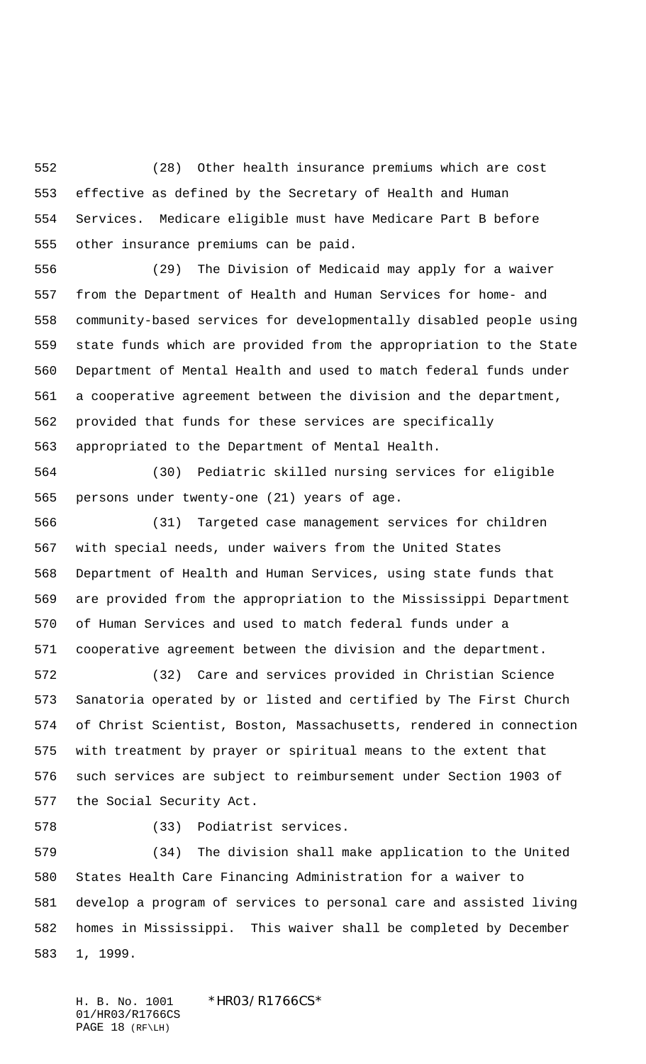(28) Other health insurance premiums which are cost effective as defined by the Secretary of Health and Human Services. Medicare eligible must have Medicare Part B before other insurance premiums can be paid.

(29) The Division of Medicaid may apply for a waiver from the Department of Health and Human Services for home- and community-based services for developmentally disabled people using state funds which are provided from the appropriation to the State Department of Mental Health and used to match federal funds under a cooperative agreement between the division and the department, provided that funds for these services are specifically appropriated to the Department of Mental Health.

(30) Pediatric skilled nursing services for eligible persons under twenty-one (21) years of age.

(31) Targeted case management services for children with special needs, under waivers from the United States Department of Health and Human Services, using state funds that are provided from the appropriation to the Mississippi Department of Human Services and used to match federal funds under a cooperative agreement between the division and the department.

(32) Care and services provided in Christian Science Sanatoria operated by or listed and certified by The First Church of Christ Scientist, Boston, Massachusetts, rendered in connection with treatment by prayer or spiritual means to the extent that such services are subject to reimbursement under Section 1903 of the Social Security Act.

(33) Podiatrist services.

(34) The division shall make application to the United States Health Care Financing Administration for a waiver to develop a program of services to personal care and assisted living homes in Mississippi. This waiver shall be completed by December 1, 1999.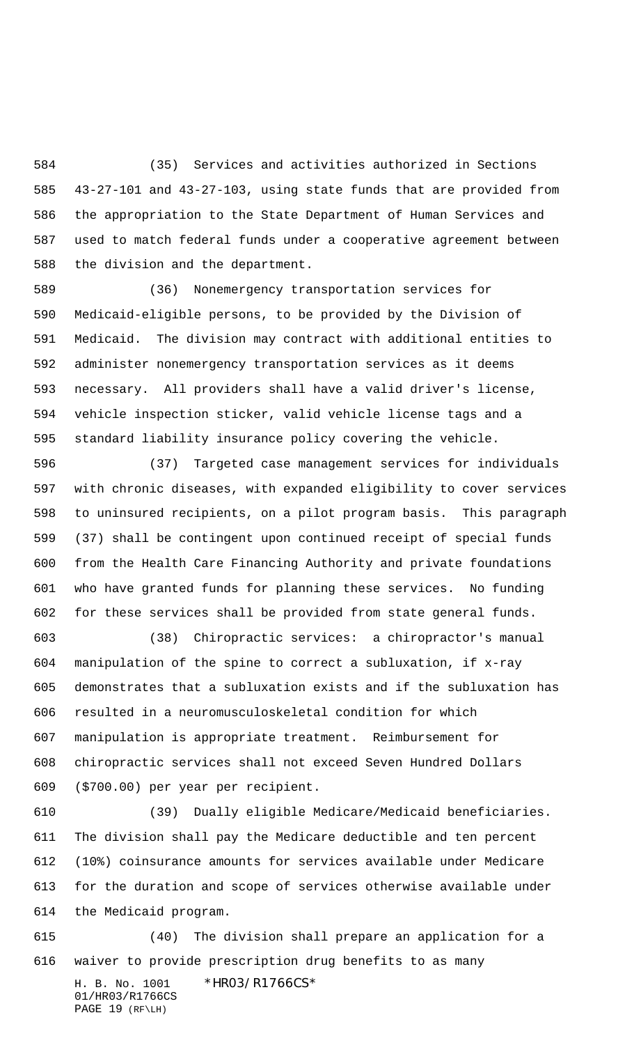(35) Services and activities authorized in Sections 43-27-101 and 43-27-103, using state funds that are provided from the appropriation to the State Department of Human Services and used to match federal funds under a cooperative agreement between the division and the department.

(36) Nonemergency transportation services for Medicaid-eligible persons, to be provided by the Division of Medicaid. The division may contract with additional entities to administer nonemergency transportation services as it deems necessary. All providers shall have a valid driver's license, vehicle inspection sticker, valid vehicle license tags and a standard liability insurance policy covering the vehicle.

(37) Targeted case management services for individuals with chronic diseases, with expanded eligibility to cover services to uninsured recipients, on a pilot program basis. This paragraph (37) shall be contingent upon continued receipt of special funds from the Health Care Financing Authority and private foundations who have granted funds for planning these services. No funding for these services shall be provided from state general funds.

(38) Chiropractic services: a chiropractor's manual manipulation of the spine to correct a subluxation, if x-ray demonstrates that a subluxation exists and if the subluxation has resulted in a neuromusculoskeletal condition for which manipulation is appropriate treatment. Reimbursement for chiropractic services shall not exceed Seven Hundred Dollars ($700.00) per year per recipient.

(39) Dually eligible Medicare/Medicaid beneficiaries. The division shall pay the Medicare deductible and ten percent (10%) coinsurance amounts for services available under Medicare for the duration and scope of services otherwise available under the Medicaid program.

(40) The division shall prepare an application for a waiver to provide prescription drug benefits to as many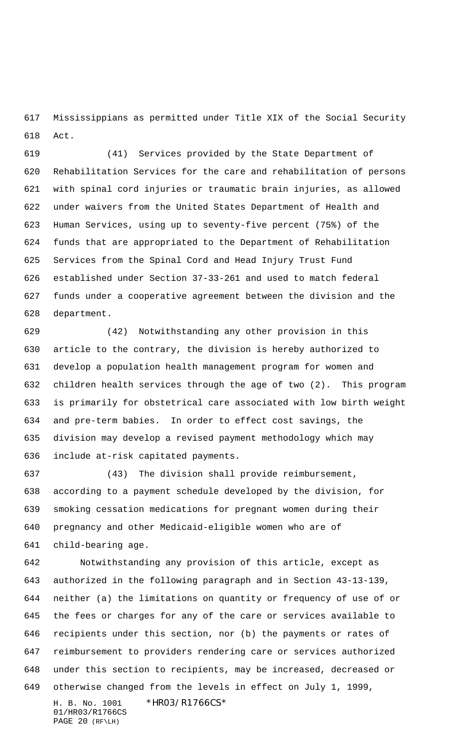Mississippians as permitted under Title XIX of the Social Security Act.

(41) Services provided by the State Department of Rehabilitation Services for the care and rehabilitation of persons with spinal cord injuries or traumatic brain injuries, as allowed under waivers from the United States Department of Health and Human Services, using up to seventy-five percent (75%) of the funds that are appropriated to the Department of Rehabilitation Services from the Spinal Cord and Head Injury Trust Fund established under Section 37-33-261 and used to match federal funds under a cooperative agreement between the division and the department.

(42) Notwithstanding any other provision in this article to the contrary, the division is hereby authorized to develop a population health management program for women and children health services through the age of two (2). This program is primarily for obstetrical care associated with low birth weight and pre-term babies. In order to effect cost savings, the division may develop a revised payment methodology which may include at-risk capitated payments.

(43) The division shall provide reimbursement, according to a payment schedule developed by the division, for smoking cessation medications for pregnant women during their pregnancy and other Medicaid-eligible women who are of child-bearing age.

Notwithstanding any provision of this article, except as authorized in the following paragraph and in Section 43-13-139, neither (a) the limitations on quantity or frequency of use of or the fees or charges for any of the care or services available to recipients under this section, nor (b) the payments or rates of reimbursement to providers rendering care or services authorized under this section to recipients, may be increased, decreased or otherwise changed from the levels in effect on July 1, 1999,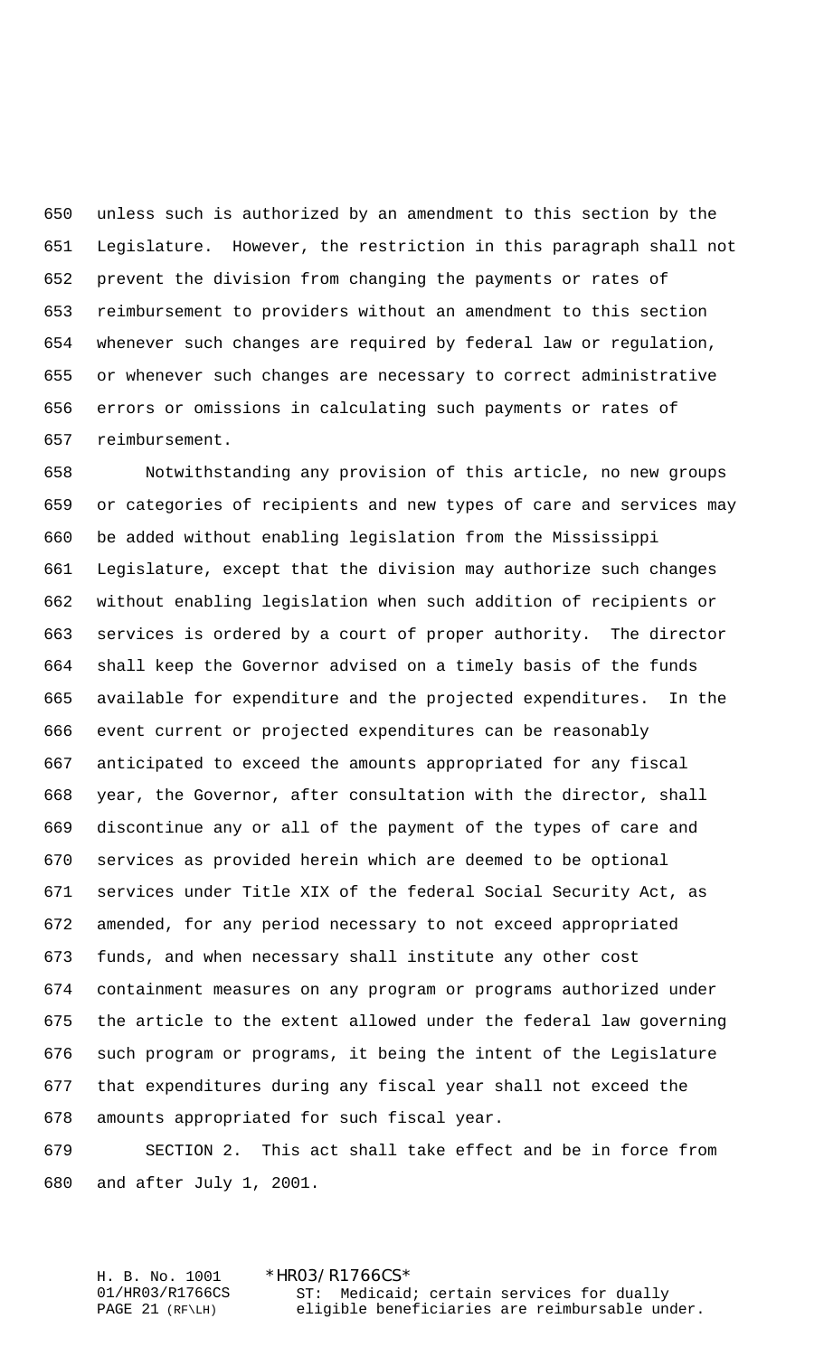unless such is authorized by an amendment to this section by the Legislature. However, the restriction in this paragraph shall not prevent the division from changing the payments or rates of reimbursement to providers without an amendment to this section whenever such changes are required by federal law or regulation, or whenever such changes are necessary to correct administrative errors or omissions in calculating such payments or rates of reimbursement.

Notwithstanding any provision of this article, no new groups or categories of recipients and new types of care and services may be added without enabling legislation from the Mississippi Legislature, except that the division may authorize such changes without enabling legislation when such addition of recipients or services is ordered by a court of proper authority. The director shall keep the Governor advised on a timely basis of the funds available for expenditure and the projected expenditures. In the event current or projected expenditures can be reasonably anticipated to exceed the amounts appropriated for any fiscal year, the Governor, after consultation with the director, shall discontinue any or all of the payment of the types of care and services as provided herein which are deemed to be optional services under Title XIX of the federal Social Security Act, as amended, for any period necessary to not exceed appropriated funds, and when necessary shall institute any other cost containment measures on any program or programs authorized under the article to the extent allowed under the federal law governing such program or programs, it being the intent of the Legislature that expenditures during any fiscal year shall not exceed the amounts appropriated for such fiscal year.

SECTION 2. This act shall take effect and be in force from and after July 1, 2001.